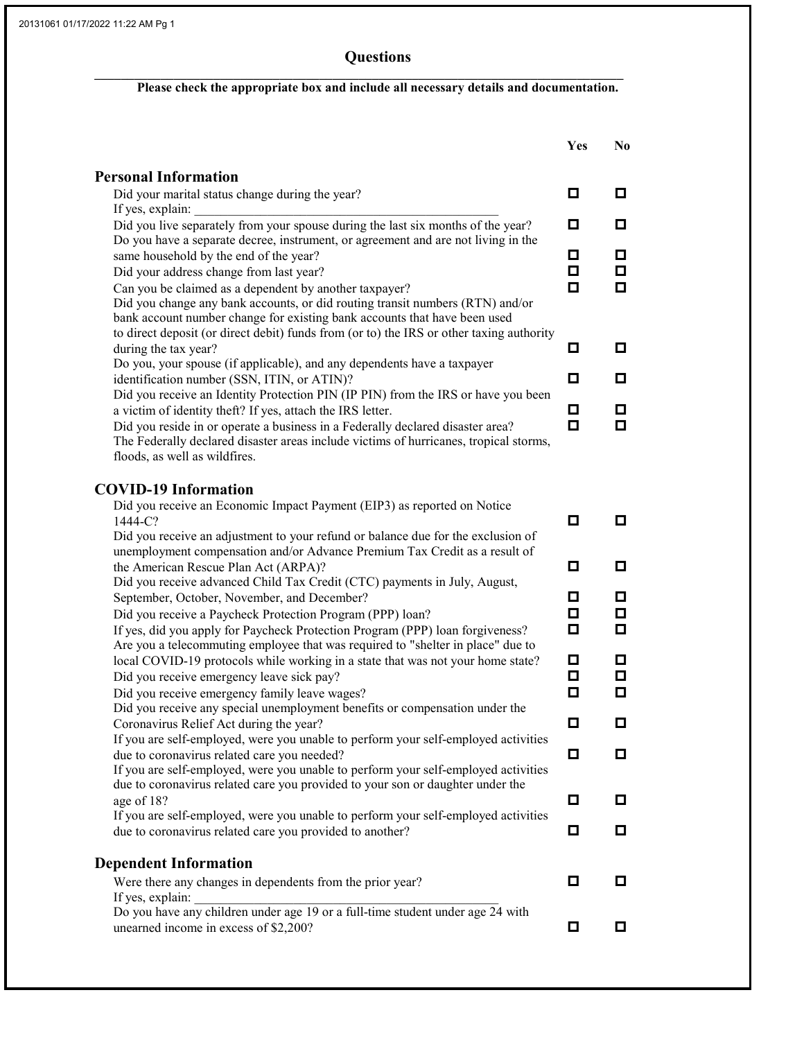# Questions

**Please check the appropriate box and include all necessary details and documentation.**

| | Yes | No |
|---|---|---|
| **Personal Information** | | |
| Did your marital status change during the year? If yes, explain: ______________________________ | ☐ | ☐ |
| Did you live separately from your spouse during the last six months of the year? | ☐ | ☐ |
| Do you have a separate decree, instrument, or agreement and are not living in the same household by the end of the year? | ☐ | ☐ |
| Did your address change from last year? | ☐ | ☐ |
| Can you be claimed as a dependent by another taxpayer? | ☐ | ☐ |
| Did you change any bank accounts, or did routing transit numbers (RTN) and/or bank account number change for existing bank accounts that have been used to direct deposit (or direct debit) funds from (or to) the IRS or other taxing authority during the tax year? | ☐ | ☐ |
| Do you, your spouse (if applicable), and any dependents have a taxpayer identification number (SSN, ITIN, or ATIN)? | ☐ | ☐ |
| Did you receive an Identity Protection PIN (IP PIN) from the IRS or have you been a victim of identity theft? If yes, attach the IRS letter. | ☐ | ☐ |
| Did you reside in or operate a business in a Federally declared disaster area? The Federally declared disaster areas include victims of hurricanes, tropical storms, floods, as well as wildfires. | ☐ | ☐ |
| **COVID-19 Information** | | |
| Did you receive an Economic Impact Payment (EIP3) as reported on Notice 1444-C? | ☐ | ☐ |
| Did you receive an adjustment to your refund or balance due for the exclusion of unemployment compensation and/or Advance Premium Tax Credit as a result of the American Rescue Plan Act (ARPA)? | ☐ | ☐ |
| Did you receive advanced Child Tax Credit (CTC) payments in July, August, September, October, November, and December? | ☐ | ☐ |
| Did you receive a Paycheck Protection Program (PPP) loan? | ☐ | ☐ |
| If yes, did you apply for Paycheck Protection Program (PPP) loan forgiveness? | ☐ | ☐ |
| Are you a telecommuting employee that was required to "shelter in place" due to local COVID-19 protocols while working in a state that was not your home state? | ☐ | ☐ |
| Did you receive emergency leave sick pay? | ☐ | ☐ |
| Did you receive emergency family leave wages? | ☐ | ☐ |
| Did you receive any special unemployment benefits or compensation under the Coronavirus Relief Act during the year? | ☐ | ☐ |
| If you are self-employed, were you unable to perform your self-employed activities due to coronavirus related care you needed? | ☐ | ☐ |
| If you are self-employed, were you unable to perform your self-employed activities due to coronavirus related care you provided to your son or daughter under the age of 18? | ☐ | ☐ |
| If you are self-employed, were you unable to perform your self-employed activities due to coronavirus related care you provided to another? | ☐ | ☐ |
| **Dependent Information** | | |
| Were there any changes in dependents from the prior year? If yes, explain: ______________________________ | ☐ | ☐ |
| Do you have any children under age 19 or a full-time student under age 24 with unearned income in excess of $2,200? | ☐ | ☐ |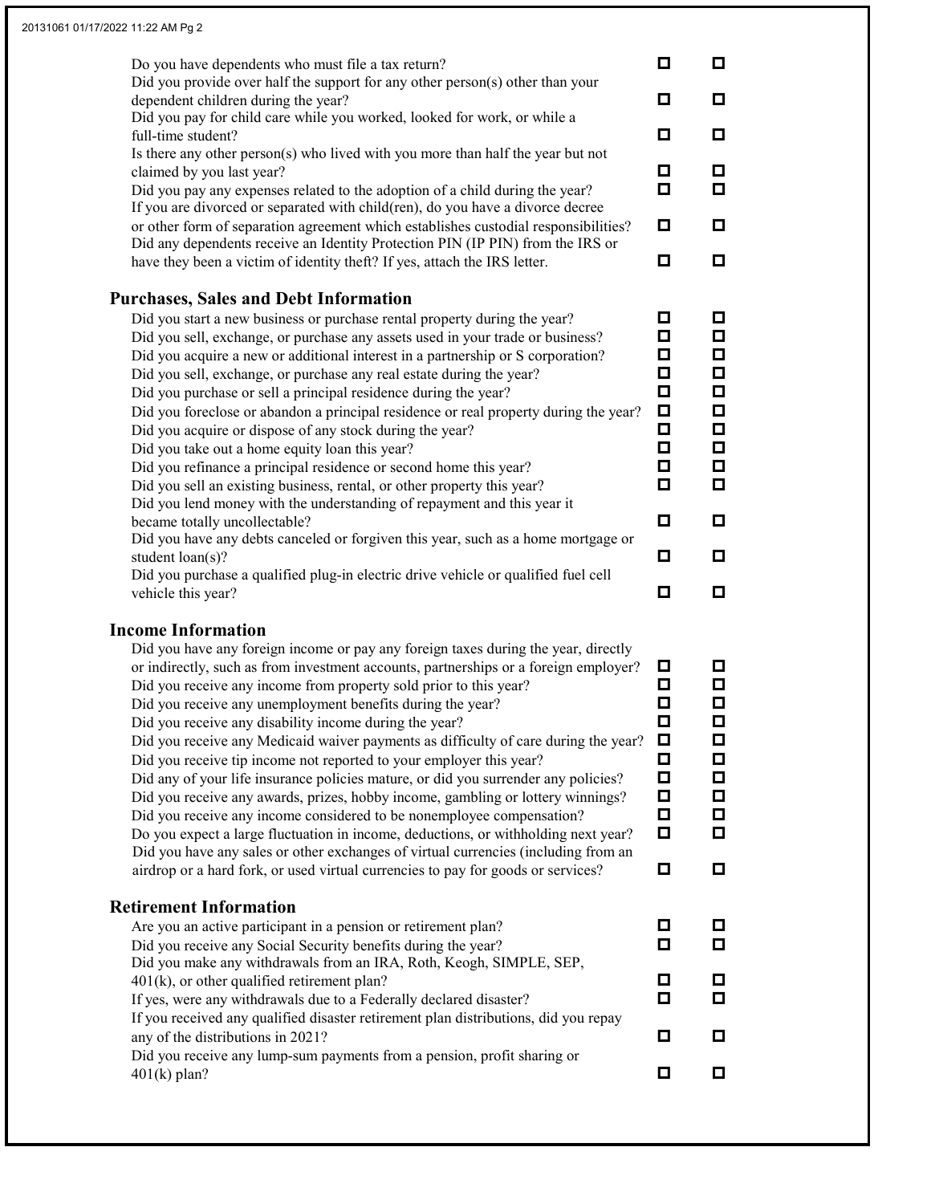| Question | | |
|---|---|---|
| Do you have dependents who must file a tax return? | ☐ | ☐ |
| Did you provide over half the support for any other person(s) other than your dependent children during the year? | ☐ | ☐ |
| Did you pay for child care while you worked, looked for work, or while a full-time student? | ☐ | ☐ |
| Is there any other person(s) who lived with you more than half the year but not claimed by you last year? | ☐ | ☐ |
| Did you pay any expenses related to the adoption of a child during the year? | ☐ | ☐ |
| If you are divorced or separated with child(ren), do you have a divorce decree or other form of separation agreement which establishes custodial responsibilities? | ☐ | ☐ |
| Did any dependents receive an Identity Protection PIN (IP PIN) from the IRS or have they been a victim of identity theft? If yes, attach the IRS letter. | ☐ | ☐ |

## Purchases, Sales and Debt Information

| Question | | |
|---|---|---|
| Did you start a new business or purchase rental property during the year? | ☐ | ☐ |
| Did you sell, exchange, or purchase any assets used in your trade or business? | ☐ | ☐ |
| Did you acquire a new or additional interest in a partnership or S corporation? | ☐ | ☐ |
| Did you sell, exchange, or purchase any real estate during the year? | ☐ | ☐ |
| Did you purchase or sell a principal residence during the year? | ☐ | ☐ |
| Did you foreclose or abandon a principal residence or real property during the year? | ☐ | ☐ |
| Did you acquire or dispose of any stock during the year? | ☐ | ☐ |
| Did you take out a home equity loan this year? | ☐ | ☐ |
| Did you refinance a principal residence or second home this year? | ☐ | ☐ |
| Did you sell an existing business, rental, or other property this year? | ☐ | ☐ |
| Did you lend money with the understanding of repayment and this year it became totally uncollectable? | ☐ | ☐ |
| Did you have any debts canceled or forgiven this year, such as a home mortgage or student loan(s)? | ☐ | ☐ |
| Did you purchase a qualified plug-in electric drive vehicle or qualified fuel cell vehicle this year? | ☐ | ☐ |

## Income Information

| Question | | |
|---|---|---|
| Did you have any foreign income or pay any foreign taxes during the year, directly or indirectly, such as from investment accounts, partnerships or a foreign employer? | ☐ | ☐ |
| Did you receive any income from property sold prior to this year? | ☐ | ☐ |
| Did you receive any unemployment benefits during the year? | ☐ | ☐ |
| Did you receive any disability income during the year? | ☐ | ☐ |
| Did you receive any Medicaid waiver payments as difficulty of care during the year? | ☐ | ☐ |
| Did you receive tip income not reported to your employer this year? | ☐ | ☐ |
| Did any of your life insurance policies mature, or did you surrender any policies? | ☐ | ☐ |
| Did you receive any awards, prizes, hobby income, gambling or lottery winnings? | ☐ | ☐ |
| Did you receive any income considered to be nonemployee compensation? | ☐ | ☐ |
| Do you expect a large fluctuation in income, deductions, or withholding next year? | ☐ | ☐ |
| Did you have any sales or other exchanges of virtual currencies (including from an airdrop or a hard fork, or used virtual currencies to pay for goods or services? | ☐ | ☐ |

## Retirement Information

| Question | | |
|---|---|---|
| Are you an active participant in a pension or retirement plan? | ☐ | ☐ |
| Did you receive any Social Security benefits during the year? | ☐ | ☐ |
| Did you make any withdrawals from an IRA, Roth, Keogh, SIMPLE, SEP, 401(k), or other qualified retirement plan? | ☐ | ☐ |
| If yes, were any withdrawals due to a Federally declared disaster? | ☐ | ☐ |
| If you received any qualified disaster retirement plan distributions, did you repay any of the distributions in 2021? | ☐ | ☐ |
| Did you receive any lump-sum payments from a pension, profit sharing or 401(k) plan? | ☐ | ☐ |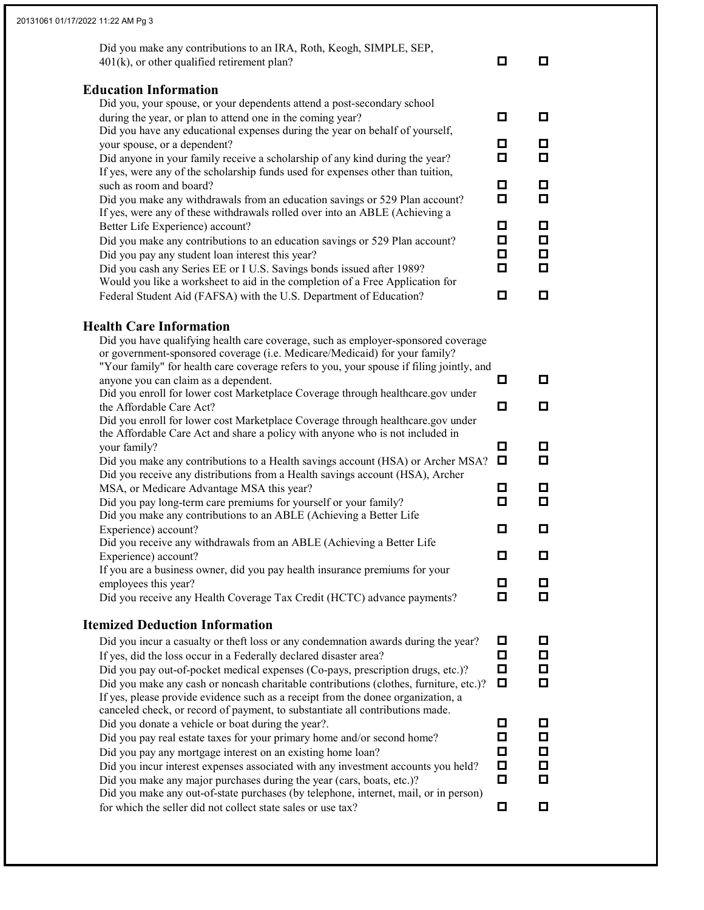Did you make any contributions to an IRA, Roth, Keogh, SIMPLE, SEP, 401(k), or other qualified retirement plan? ☐ ☐

## Education Information

Did you, your spouse, or your dependents attend a post-secondary school during the year, or plan to attend one in the coming year? ☐ ☐

Did you have any educational expenses during the year on behalf of yourself, your spouse, or a dependent? ☐ ☐

Did anyone in your family receive a scholarship of any kind during the year? ☐ ☐

If yes, were any of the scholarship funds used for expenses other than tuition, such as room and board? ☐ ☐

Did you make any withdrawals from an education savings or 529 Plan account? ☐ ☐

If yes, were any of these withdrawals rolled over into an ABLE (Achieving a Better Life Experience) account? ☐ ☐

Did you make any contributions to an education savings or 529 Plan account? ☐ ☐

Did you pay any student loan interest this year? ☐ ☐

Did you cash any Series EE or I U.S. Savings bonds issued after 1989? ☐ ☐

Would you like a worksheet to aid in the completion of a Free Application for Federal Student Aid (FAFSA) with the U.S. Department of Education? ☐ ☐

## Health Care Information

Did you have qualifying health care coverage, such as employer-sponsored coverage or government-sponsored coverage (i.e. Medicare/Medicaid) for your family? "Your family" for health care coverage refers to you, your spouse if filing jointly, and anyone you can claim as a dependent. ☐ ☐

Did you enroll for lower cost Marketplace Coverage through healthcare.gov under the Affordable Care Act? ☐ ☐

Did you enroll for lower cost Marketplace Coverage through healthcare.gov under the Affordable Care Act and share a policy with anyone who is not included in your family? ☐ ☐

Did you make any contributions to a Health savings account (HSA) or Archer MSA? ☐ ☐

Did you receive any distributions from a Health savings account (HSA), Archer MSA, or Medicare Advantage MSA this year? ☐ ☐

Did you pay long-term care premiums for yourself or your family? ☐ ☐

Did you make any contributions to an ABLE (Achieving a Better Life Experience) account? ☐ ☐

Did you receive any withdrawals from an ABLE (Achieving a Better Life Experience) account? ☐ ☐

If you are a business owner, did you pay health insurance premiums for your employees this year? ☐ ☐

Did you receive any Health Coverage Tax Credit (HCTC) advance payments? ☐ ☐

## Itemized Deduction Information

Did you incur a casualty or theft loss or any condemnation awards during the year? ☐ ☐

If yes, did the loss occur in a Federally declared disaster area? ☐ ☐

Did you pay out-of-pocket medical expenses (Co-pays, prescription drugs, etc.)? ☐ ☐

Did you make any cash or noncash charitable contributions (clothes, furniture, etc.)? ☐ ☐

If yes, please provide evidence such as a receipt from the donee organization, a canceled check, or record of payment, to substantiate all contributions made.

Did you donate a vehicle or boat during the year?. ☐ ☐

Did you pay real estate taxes for your primary home and/or second home? ☐ ☐

Did you pay any mortgage interest on an existing home loan? ☐ ☐

Did you incur interest expenses associated with any investment accounts you held? ☐ ☐

Did you make any major purchases during the year (cars, boats, etc.)? ☐ ☐

Did you make any out-of-state purchases (by telephone, internet, mail, or in person) for which the seller did not collect state sales or use tax? ☐ ☐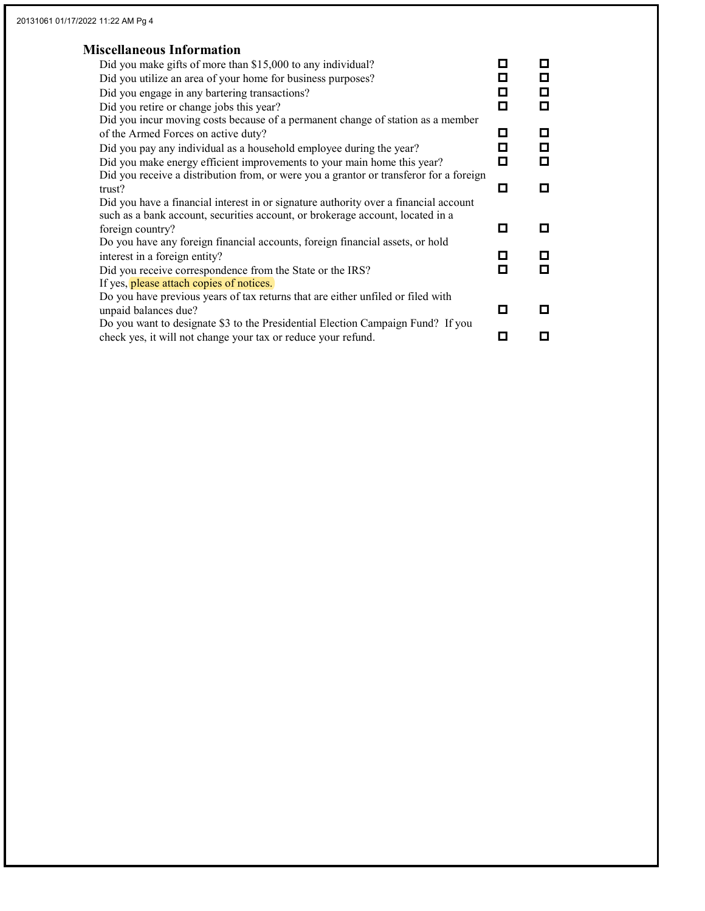## Miscellaneous Information

| | | |
|---|---|---|
| Did you make gifts of more than $15,000 to any individual? | ☐ | ☐ |
| Did you utilize an area of your home for business purposes? | ☐ | ☐ |
| Did you engage in any bartering transactions? | ☐ | ☐ |
| Did you retire or change jobs this year? | ☐ | ☐ |
| Did you incur moving costs because of a permanent change of station as a member of the Armed Forces on active duty? | ☐ | ☐ |
| Did you pay any individual as a household employee during the year? | ☐ | ☐ |
| Did you make energy efficient improvements to your main home this year? | ☐ | ☐ |
| Did you receive a distribution from, or were you a grantor or transferor for a foreign trust? | ☐ | ☐ |
| Did you have a financial interest in or signature authority over a financial account such as a bank account, securities account, or brokerage account, located in a foreign country? | ☐ | ☐ |
| Do you have any foreign financial accounts, foreign financial assets, or hold interest in a foreign entity? | ☐ | ☐ |
| Did you receive correspondence from the State or the IRS? If yes, please attach copies of notices. | ☐ | ☐ |
| Do you have previous years of tax returns that are either unfiled or filed with unpaid balances due? | ☐ | ☐ |
| Do you want to designate $3 to the Presidential Election Campaign Fund? If you check yes, it will not change your tax or reduce your refund. | ☐ | ☐ |